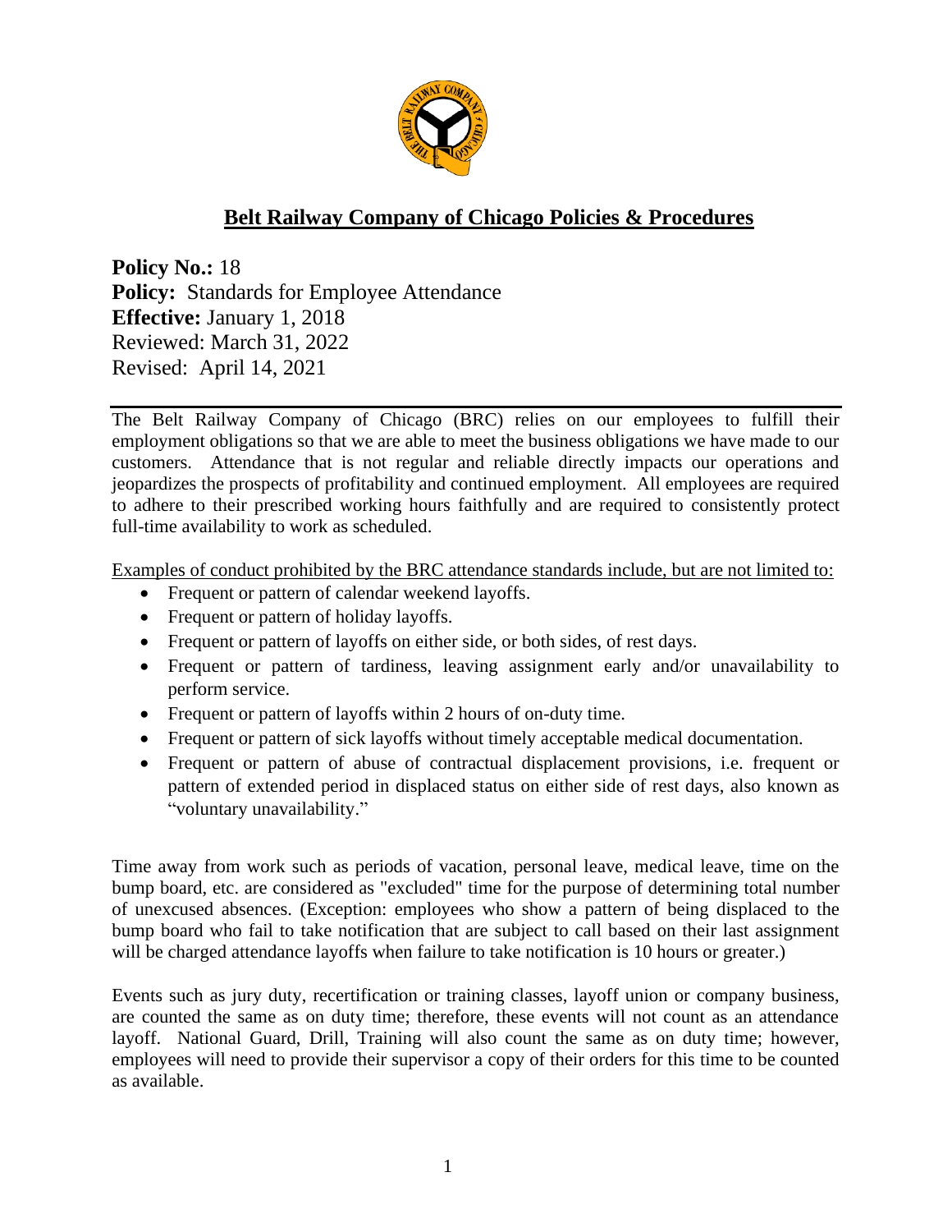# Belt Railway Company of Chicago Policies & Procedures

**Policy No.:** 18
**Policy:** Standards for Employee Attendance
**Effective:** January 1, 2018
Reviewed: March 31, 2022
Revised: April 14, 2021

---

The Belt Railway Company of Chicago (BRC) relies on our employees to fulfill their employment obligations so that we are able to meet the business obligations we have made to our customers. Attendance that is not regular and reliable directly impacts our operations and jeopardizes the prospects of profitability and continued employment. All employees are required to adhere to their prescribed working hours faithfully and are required to consistently protect full-time availability to work as scheduled.

Examples of conduct prohibited by the BRC attendance standards include, but are not limited to:

- Frequent or pattern of calendar weekend layoffs.
- Frequent or pattern of holiday layoffs.
- Frequent or pattern of layoffs on either side, or both sides, of rest days.
- Frequent or pattern of tardiness, leaving assignment early and/or unavailability to perform service.
- Frequent or pattern of layoffs within 2 hours of on-duty time.
- Frequent or pattern of sick layoffs without timely acceptable medical documentation.
- Frequent or pattern of abuse of contractual displacement provisions, i.e. frequent or pattern of extended period in displaced status on either side of rest days, also known as "voluntary unavailability."

Time away from work such as periods of vacation, personal leave, medical leave, time on the bump board, etc. are considered as "excluded" time for the purpose of determining total number of unexcused absences. (Exception: employees who show a pattern of being displaced to the bump board who fail to take notification that are subject to call based on their last assignment will be charged attendance layoffs when failure to take notification is 10 hours or greater.)

Events such as jury duty, recertification or training classes, layoff union or company business, are counted the same as on duty time; therefore, these events will not count as an attendance layoff. National Guard, Drill, Training will also count the same as on duty time; however, employees will need to provide their supervisor a copy of their orders for this time to be counted as available.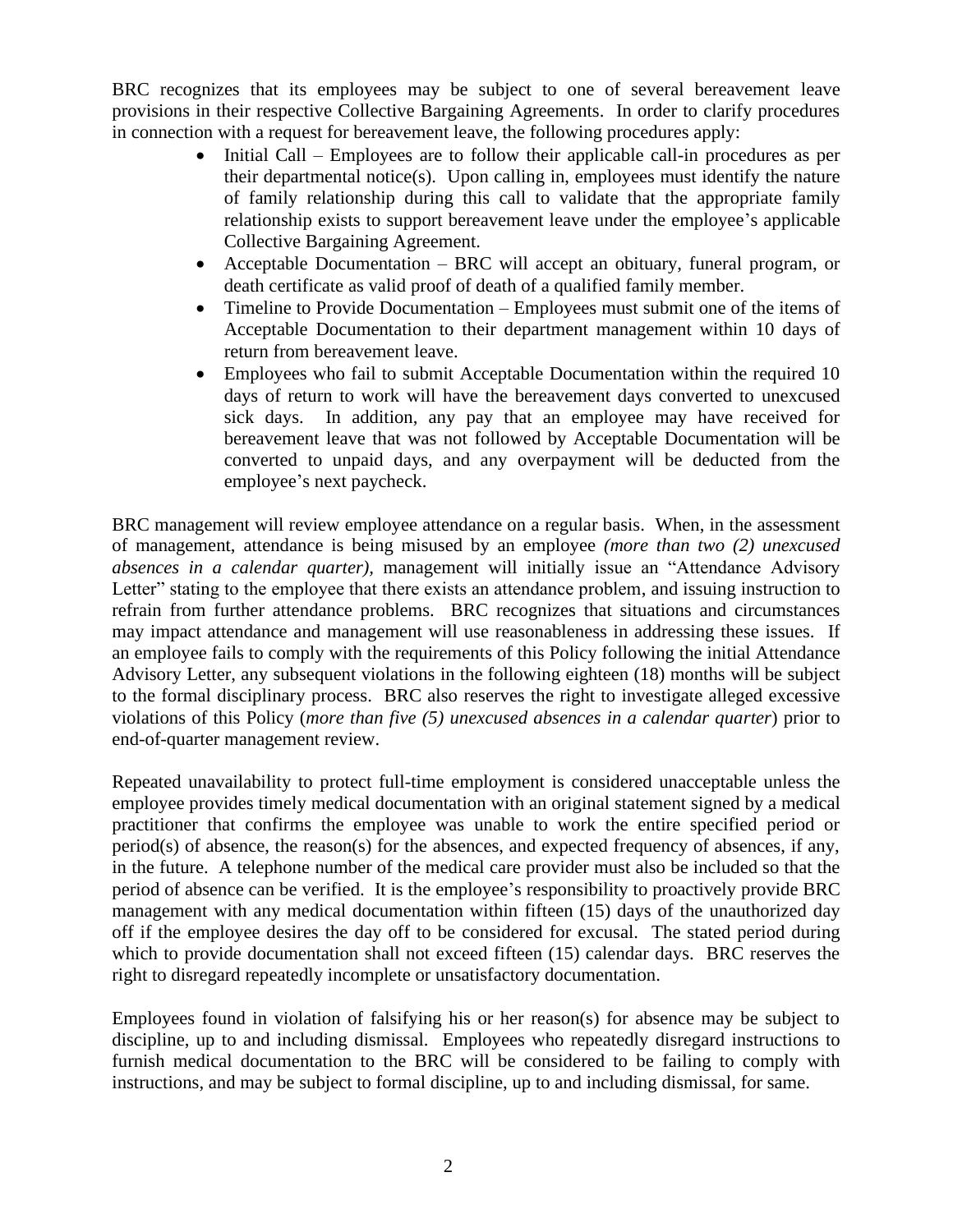BRC recognizes that its employees may be subject to one of several bereavement leave provisions in their respective Collective Bargaining Agreements. In order to clarify procedures in connection with a request for bereavement leave, the following procedures apply:

- Initial Call – Employees are to follow their applicable call-in procedures as per their departmental notice(s). Upon calling in, employees must identify the nature of family relationship during this call to validate that the appropriate family relationship exists to support bereavement leave under the employee's applicable Collective Bargaining Agreement.
- Acceptable Documentation – BRC will accept an obituary, funeral program, or death certificate as valid proof of death of a qualified family member.
- Timeline to Provide Documentation – Employees must submit one of the items of Acceptable Documentation to their department management within 10 days of return from bereavement leave.
- Employees who fail to submit Acceptable Documentation within the required 10 days of return to work will have the bereavement days converted to unexcused sick days. In addition, any pay that an employee may have received for bereavement leave that was not followed by Acceptable Documentation will be converted to unpaid days, and any overpayment will be deducted from the employee's next paycheck.

BRC management will review employee attendance on a regular basis. When, in the assessment of management, attendance is being misused by an employee *(more than two (2) unexcused absences in a calendar quarter),* management will initially issue an "Attendance Advisory Letter" stating to the employee that there exists an attendance problem, and issuing instruction to refrain from further attendance problems. BRC recognizes that situations and circumstances may impact attendance and management will use reasonableness in addressing these issues. If an employee fails to comply with the requirements of this Policy following the initial Attendance Advisory Letter, any subsequent violations in the following eighteen (18) months will be subject to the formal disciplinary process. BRC also reserves the right to investigate alleged excessive violations of this Policy (*more than five (5) unexcused absences in a calendar quarter*) prior to end-of-quarter management review.

Repeated unavailability to protect full-time employment is considered unacceptable unless the employee provides timely medical documentation with an original statement signed by a medical practitioner that confirms the employee was unable to work the entire specified period or period(s) of absence, the reason(s) for the absences, and expected frequency of absences, if any, in the future. A telephone number of the medical care provider must also be included so that the period of absence can be verified. It is the employee's responsibility to proactively provide BRC management with any medical documentation within fifteen (15) days of the unauthorized day off if the employee desires the day off to be considered for excusal. The stated period during which to provide documentation shall not exceed fifteen (15) calendar days. BRC reserves the right to disregard repeatedly incomplete or unsatisfactory documentation.

Employees found in violation of falsifying his or her reason(s) for absence may be subject to discipline, up to and including dismissal. Employees who repeatedly disregard instructions to furnish medical documentation to the BRC will be considered to be failing to comply with instructions, and may be subject to formal discipline, up to and including dismissal, for same.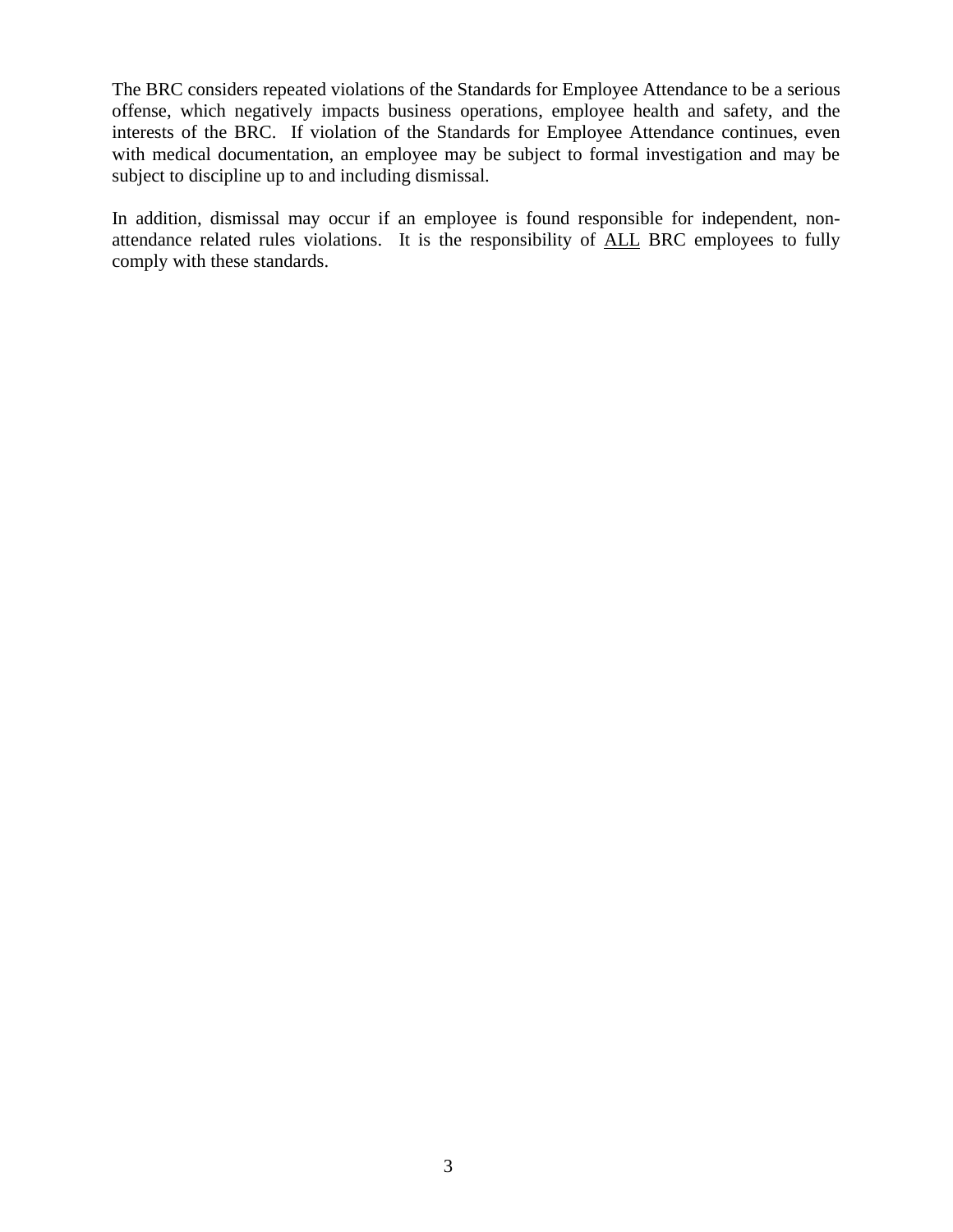The BRC considers repeated violations of the Standards for Employee Attendance to be a serious offense, which negatively impacts business operations, employee health and safety, and the interests of the BRC. If violation of the Standards for Employee Attendance continues, even with medical documentation, an employee may be subject to formal investigation and may be subject to discipline up to and including dismissal.

In addition, dismissal may occur if an employee is found responsible for independent, non-attendance related rules violations. It is the responsibility of <u>ALL</u> BRC employees to fully comply with these standards.